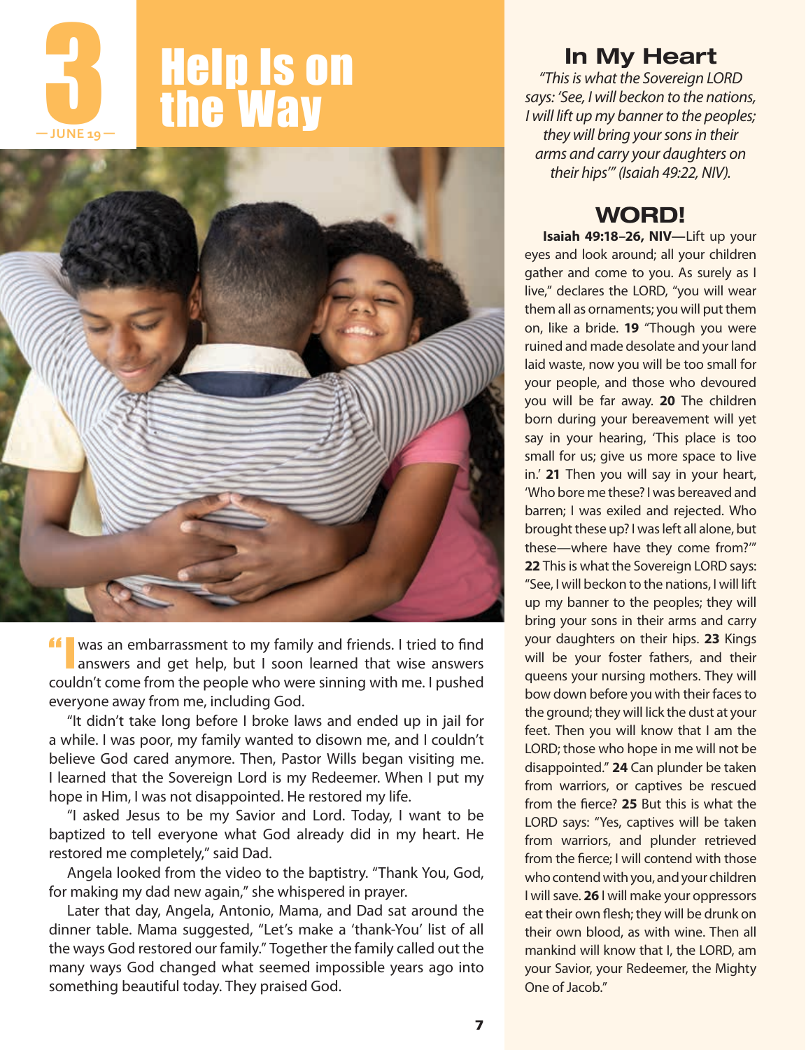# 3 — JUNE 19 — Help Is on the Way

"I was an embarrassment to my family and friends. I tried to find answers and get help, but I soon learned that wise answers couldn't come from the people who were sinning with me. I pushed everyone away from me, including God.

"It didn't take long before I broke laws and ended up in jail for a while. I was poor, my family wanted to disown me, and I couldn't believe God cared anymore. Then, Pastor Wills began visiting me. I learned that the Sovereign Lord is my Redeemer. When I put my hope in Him, I was not disappointed. He restored my life.

"I asked Jesus to be my Savior and Lord. Today, I want to be baptized to tell everyone what God already did in my heart. He restored me completely," said Dad.

Angela looked from the video to the baptistry. "Thank You, God, for making my dad new again," she whispered in prayer.

Later that day, Angela, Antonio, Mama, and Dad sat around the dinner table. Mama suggested, "Let's make a 'thank-You' list of all the ways God restored our family." Together the family called out the many ways God changed what seemed impossible years ago into something beautiful today. They praised God.

## In My Heart

*"This is what the Sovereign LORD says: 'See, I will beckon to the nations, I will lift up my banner to the peoples; they will bring your sons in their arms and carry your daughters on their hips'" (Isaiah 49:22, NIV).*

## WORD!

**Isaiah 49:18–26, NIV—**Lift up your eyes and look around; all your children gather and come to you. As surely as I live," declares the LORD, "you will wear them all as ornaments; you will put them on, like a bride. **19** "Though you were ruined and made desolate and your land laid waste, now you will be too small for your people, and those who devoured you will be far away. **20** The children born during your bereavement will yet say in your hearing, 'This place is too small for us; give us more space to live in.' **21** Then you will say in your heart, 'Who bore me these? I was bereaved and barren; I was exiled and rejected. Who brought these up? I was left all alone, but these—where have they come from?'" **22** This is what the Sovereign LORD says: "See, I will beckon to the nations, I will lift up my banner to the peoples; they will bring your sons in their arms and carry your daughters on their hips. **23** Kings will be your foster fathers, and their queens your nursing mothers. They will bow down before you with their faces to the ground; they will lick the dust at your feet. Then you will know that I am the LORD; those who hope in me will not be disappointed." **24** Can plunder be taken from warriors, or captives be rescued from the fierce? **25** But this is what the LORD says: "Yes, captives will be taken from warriors, and plunder retrieved from the fierce; I will contend with those who contend with you, and your children I will save. **26** I will make your oppressors eat their own flesh; they will be drunk on their own blood, as with wine. Then all mankind will know that I, the LORD, am your Savior, your Redeemer, the Mighty One of Jacob."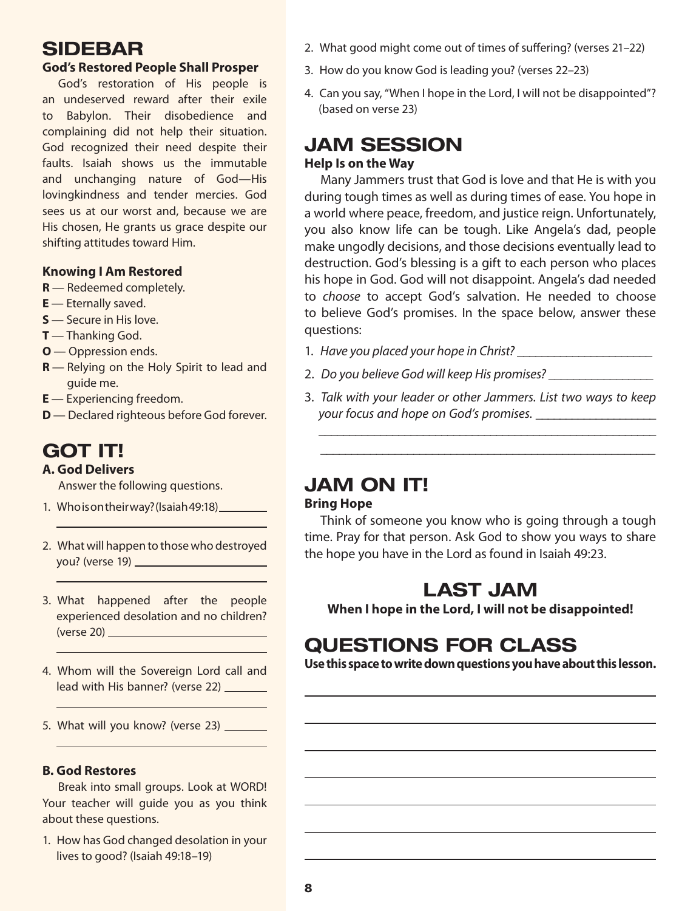## SIDEBAR

### God's Restored People Shall Prosper

God's restoration of His people is an undeserved reward after their exile to Babylon. Their disobedience and complaining did not help their situation. God recognized their need despite their faults. Isaiah shows us the immutable and unchanging nature of God—His lovingkindness and tender mercies. God sees us at our worst and, because we are His chosen, He grants us grace despite our shifting attitudes toward Him.

### Knowing I Am Restored

**R** — Redeemed completely.
**E** — Eternally saved.
**S** — Secure in His love.
**T** — Thanking God.
**O** — Oppression ends.
**R** — Relying on the Holy Spirit to lead and guide me.
**E** — Experiencing freedom.
**D** — Declared righteous before God forever.

## GOT IT!

### A. God Delivers

Answer the following questions.

1. Who is on their way? (Isaiah 49:18) ____________
2. What will happen to those who destroyed you? (verse 19) ____________
3. What happened after the people experienced desolation and no children? (verse 20) ____________
4. Whom will the Sovereign Lord call and lead with His banner? (verse 22) ____________
5. What will you know? (verse 23) ____________

### B. God Restores

Break into small groups. Look at WORD! Your teacher will guide you as you think about these questions.

1. How has God changed desolation in your lives to good? (Isaiah 49:18–19)
2. What good might come out of times of suffering? (verses 21–22)
3. How do you know God is leading you? (verses 22–23)
4. Can you say, "When I hope in the Lord, I will not be disappointed"? (based on verse 23)

## JAM SESSION

### Help Is on the Way

Many Jammers trust that God is love and that He is with you during tough times as well as during times of ease. You hope in a world where peace, freedom, and justice reign. Unfortunately, you also know life can be tough. Like Angela's dad, people make ungodly decisions, and those decisions eventually lead to destruction. God's blessing is a gift to each person who places his hope in God. God will not disappoint. Angela's dad needed to *choose* to accept God's salvation. He needed to choose to believe God's promises. In the space below, answer these questions:

1. *Have you placed your hope in Christ?* ____________
2. *Do you believe God will keep His promises?* ____________
3. *Talk with your leader or other Jammers. List two ways to keep your focus and hope on God's promises.* ____________

## JAM ON IT!

### Bring Hope

Think of someone you know who is going through a tough time. Pray for that person. Ask God to show you ways to share the hope you have in the Lord as found in Isaiah 49:23.

## LAST JAM

**When I hope in the Lord, I will not be disappointed!**

## QUESTIONS FOR CLASS

**Use this space to write down questions you have about this lesson.**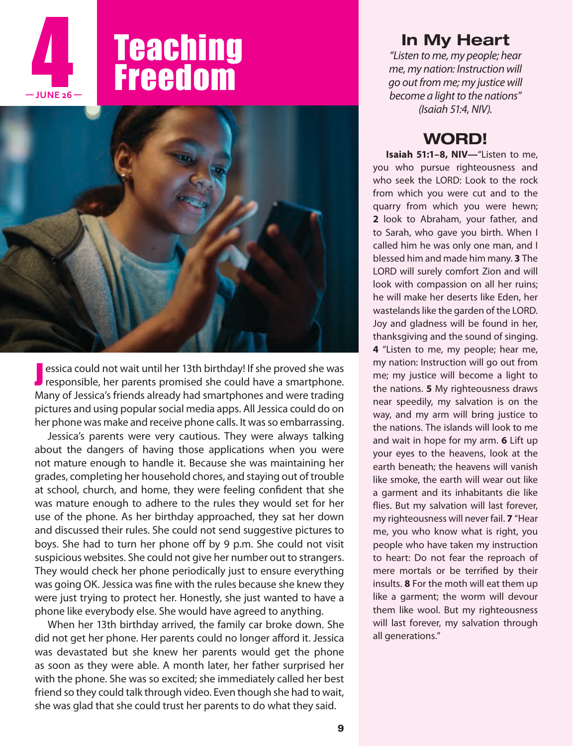# 4 — JUNE 26 —

# Teaching Freedom

Jessica could not wait until her 13th birthday! If she proved she was responsible, her parents promised she could have a smartphone. Many of Jessica's friends already had smartphones and were trading pictures and using popular social media apps. All Jessica could do on her phone was make and receive phone calls. It was so embarrassing.

Jessica's parents were very cautious. They were always talking about the dangers of having those applications when you were not mature enough to handle it. Because she was maintaining her grades, completing her household chores, and staying out of trouble at school, church, and home, they were feeling confident that she was mature enough to adhere to the rules they would set for her use of the phone. As her birthday approached, they sat her down and discussed their rules. She could not send suggestive pictures to boys. She had to turn her phone off by 9 p.m. She could not visit suspicious websites. She could not give her number out to strangers. They would check her phone periodically just to ensure everything was going OK. Jessica was fine with the rules because she knew they were just trying to protect her. Honestly, she just wanted to have a phone like everybody else. She would have agreed to anything.

When her 13th birthday arrived, the family car broke down. She did not get her phone. Her parents could no longer afford it. Jessica was devastated but she knew her parents would get the phone as soon as they were able. A month later, her father surprised her with the phone. She was so excited; she immediately called her best friend so they could talk through video. Even though she had to wait, she was glad that she could trust her parents to do what they said.

## In My Heart

*"Listen to me, my people; hear me, my nation: Instruction will go out from me; my justice will become a light to the nations" (Isaiah 51:4, NIV).*

## WORD!

**Isaiah 51:1–8, NIV—**"Listen to me, you who pursue righteousness and who seek the LORD: Look to the rock from which you were cut and to the quarry from which you were hewn; **2** look to Abraham, your father, and to Sarah, who gave you birth. When I called him he was only one man, and I blessed him and made him many. **3** The LORD will surely comfort Zion and will look with compassion on all her ruins; he will make her deserts like Eden, her wastelands like the garden of the LORD. Joy and gladness will be found in her, thanksgiving and the sound of singing. **4** "Listen to me, my people; hear me, my nation: Instruction will go out from me; my justice will become a light to the nations. **5** My righteousness draws near speedily, my salvation is on the way, and my arm will bring justice to the nations. The islands will look to me and wait in hope for my arm. **6** Lift up your eyes to the heavens, look at the earth beneath; the heavens will vanish like smoke, the earth will wear out like a garment and its inhabitants die like flies. But my salvation will last forever, my righteousness will never fail. **7** "Hear me, you who know what is right, you people who have taken my instruction to heart: Do not fear the reproach of mere mortals or be terrified by their insults. **8** For the moth will eat them up like a garment; the worm will devour them like wool. But my righteousness will last forever, my salvation through all generations."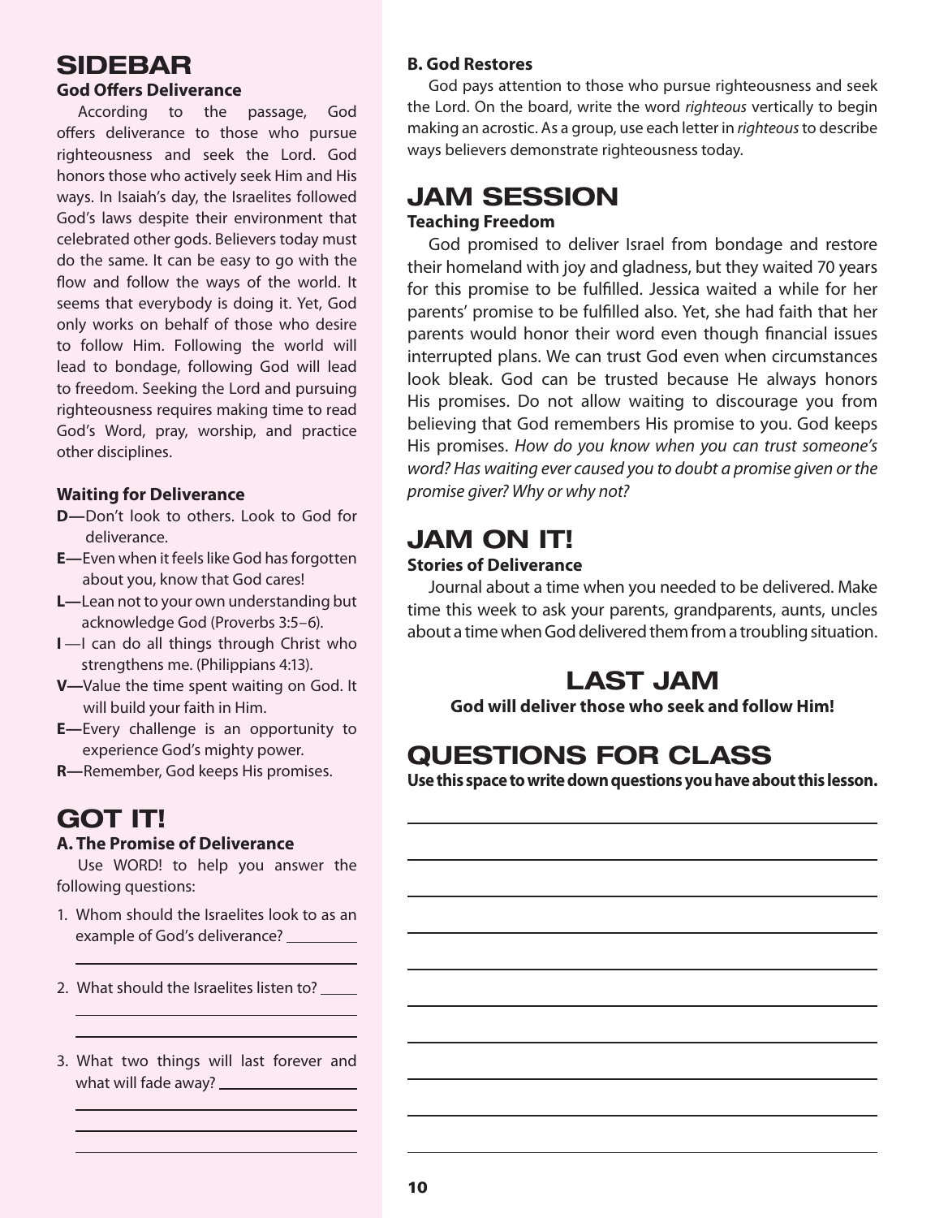## SIDEBAR

### God Offers Deliverance

According to the passage, God offers deliverance to those who pursue righteousness and seek the Lord. God honors those who actively seek Him and His ways. In Isaiah's day, the Israelites followed God's laws despite their environment that celebrated other gods. Believers today must do the same. It can be easy to go with the flow and follow the ways of the world. It seems that everybody is doing it. Yet, God only works on behalf of those who desire to follow Him. Following the world will lead to bondage, following God will lead to freedom. Seeking the Lord and pursuing righteousness requires making time to read God's Word, pray, worship, and practice other disciplines.

### Waiting for Deliverance

**D—**Don't look to others. Look to God for deliverance.
**E—**Even when it feels like God has forgotten about you, know that God cares!
**L—**Lean not to your own understanding but acknowledge God (Proverbs 3:5–6).
**I** —I can do all things through Christ who strengthens me. (Philippians 4:13).
**V—**Value the time spent waiting on God. It will build your faith in Him.
**E—**Every challenge is an opportunity to experience God's mighty power.
**R—**Remember, God keeps His promises.

## GOT IT!

### A. The Promise of Deliverance

Use WORD! to help you answer the following questions:

1. Whom should the Israelites look to as an example of God's deliverance? ______________________

2. What should the Israelites listen to? ______________________

3. What two things will last forever and what will fade away? ______________________

### B. God Restores

God pays attention to those who pursue righteousness and seek the Lord. On the board, write the word *righteous* vertically to begin making an acrostic. As a group, use each letter in *righteous* to describe ways believers demonstrate righteousness today.

## JAM SESSION

### Teaching Freedom

God promised to deliver Israel from bondage and restore their homeland with joy and gladness, but they waited 70 years for this promise to be fulfilled. Jessica waited a while for her parents' promise to be fulfilled also. Yet, she had faith that her parents would honor their word even though financial issues interrupted plans. We can trust God even when circumstances look bleak. God can be trusted because He always honors His promises. Do not allow waiting to discourage you from believing that God remembers His promise to you. God keeps His promises. *How do you know when you can trust someone's word? Has waiting ever caused you to doubt a promise given or the promise giver? Why or why not?*

## JAM ON IT!

### Stories of Deliverance

Journal about a time when you needed to be delivered. Make time this week to ask your parents, grandparents, aunts, uncles about a time when God delivered them from a troubling situation.

## LAST JAM

**God will deliver those who seek and follow Him!**

## QUESTIONS FOR CLASS

**Use this space to write down questions you have about this lesson.**